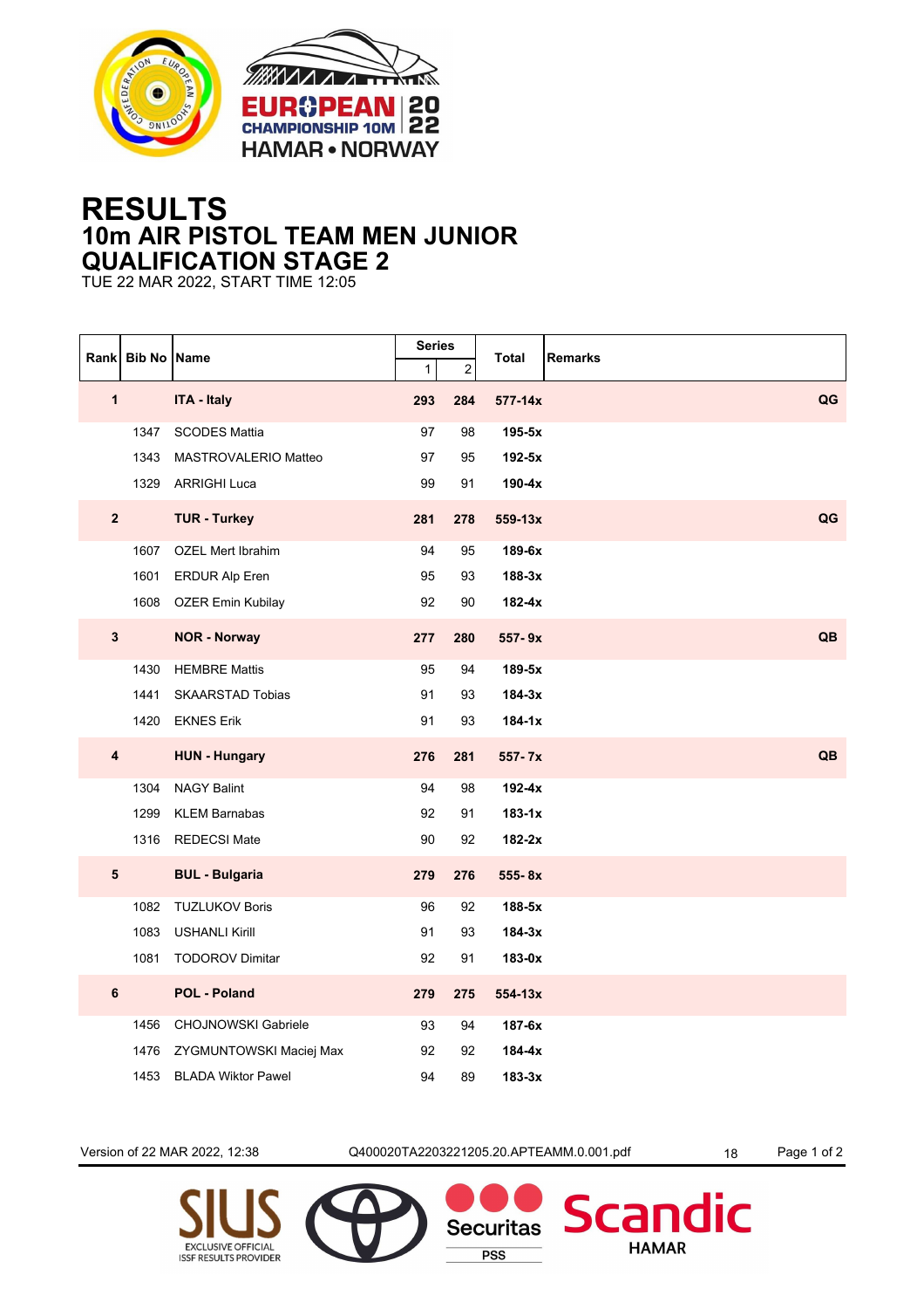# RESULTS
## 10m AIR PISTOL TEAM MEN JUNIOR
## QUALIFICATION STAGE 2

TUE 22 MAR 2022, START TIME 12:05

| Rank | Bib No | Name | Series 1 | Series 2 | Total | Remarks |
|---|---|---|---|---|---|---|
| **1** | | **ITA - Italy** | **293** | **284** | **577-14x** | **QG** |
| | 1347 | SCODES Mattia | 97 | 98 | **195-5x** | |
| | 1343 | MASTROVALERIO Matteo | 97 | 95 | **192-5x** | |
| | 1329 | ARRIGHI Luca | 99 | 91 | **190-4x** | |
| **2** | | **TUR - Turkey** | **281** | **278** | **559-13x** | **QG** |
| | 1607 | OZEL Mert Ibrahim | 94 | 95 | **189-6x** | |
| | 1601 | ERDUR Alp Eren | 95 | 93 | **188-3x** | |
| | 1608 | OZER Emin Kubilay | 92 | 90 | **182-4x** | |
| **3** | | **NOR - Norway** | **277** | **280** | **557- 9x** | **QB** |
| | 1430 | HEMBRE Mattis | 95 | 94 | **189-5x** | |
| | 1441 | SKAARSTAD Tobias | 91 | 93 | **184-3x** | |
| | 1420 | EKNES Erik | 91 | 93 | **184-1x** | |
| **4** | | **HUN - Hungary** | **276** | **281** | **557- 7x** | **QB** |
| | 1304 | NAGY Balint | 94 | 98 | **192-4x** | |
| | 1299 | KLEM Barnabas | 92 | 91 | **183-1x** | |
| | 1316 | REDECSI Mate | 90 | 92 | **182-2x** | |
| **5** | | **BUL - Bulgaria** | **279** | **276** | **555- 8x** | |
| | 1082 | TUZLUKOV Boris | 96 | 92 | **188-5x** | |
| | 1083 | USHANLI Kirill | 91 | 93 | **184-3x** | |
| | 1081 | TODOROV Dimitar | 92 | 91 | **183-0x** | |
| **6** | | **POL - Poland** | **279** | **275** | **554-13x** | |
| | 1456 | CHOJNOWSKI Gabriele | 93 | 94 | **187-6x** | |
| | 1476 | ZYGMUNTOWSKI Maciej Max | 92 | 92 | **184-4x** | |
| | 1453 | BLADA Wiktor Pawel | 94 | 89 | **183-3x** | |

Version of 22 MAR 2022, 12:38    Q400020TA2203221205.20.APTEAMM.0.001.pdf    18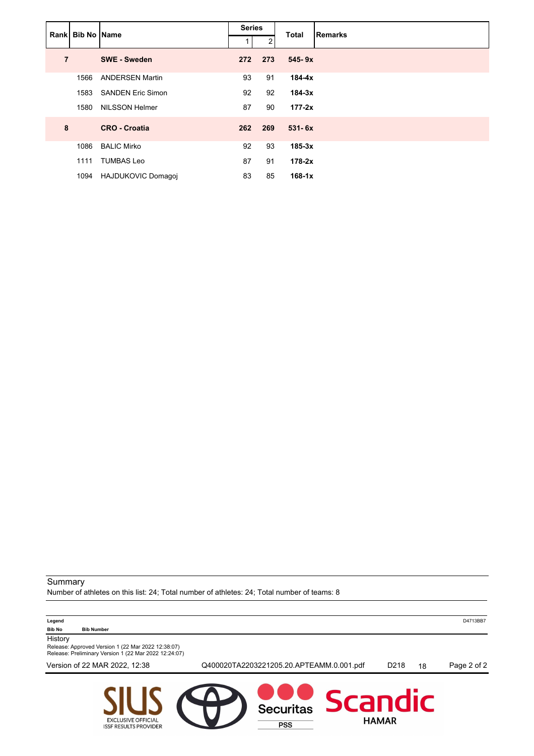| Rank | Bib No | Name | Series | | Total | Remarks |
|---|---|---|---|---|---|---|
| | | | 1 | 2 | | |
| **7** | | **SWE - Sweden** | **272** | **273** | **545- 9x** | |
| | 1566 | ANDERSEN Martin | 93 | 91 | **184-4x** | |
| | 1583 | SANDEN Eric Simon | 92 | 92 | **184-3x** | |
| | 1580 | NILSSON Helmer | 87 | 90 | **177-2x** | |
| **8** | | **CRO - Croatia** | **262** | **269** | **531- 6x** | |
| | 1086 | BALIC Mirko | 92 | 93 | **185-3x** | |
| | 1111 | TUMBAS Leo | 87 | 91 | **178-2x** | |
| | 1094 | HAJDUKOVIC Domagoj | 83 | 85 | **168-1x** | |

Summary

Number of athletes on this list: 24; Total number of athletes: 24; Total number of teams: 8

**Legend**

**Bib No** **Bib Number**

D4713BB7

History

Release: Approved Version 1 (22 Mar 2022 12:38:07)
Release: Preliminary Version 1 (22 Mar 2022 12:24:07)

Version of 22 MAR 2022, 12:38 Q400020TA2203221205.20.APTEAMM.0.001.pdf D218 18

SIUS EXCLUSIVE OFFICIAL ISSF RESULTS PROVIDER

Securitas PSS

Scandic HAMAR